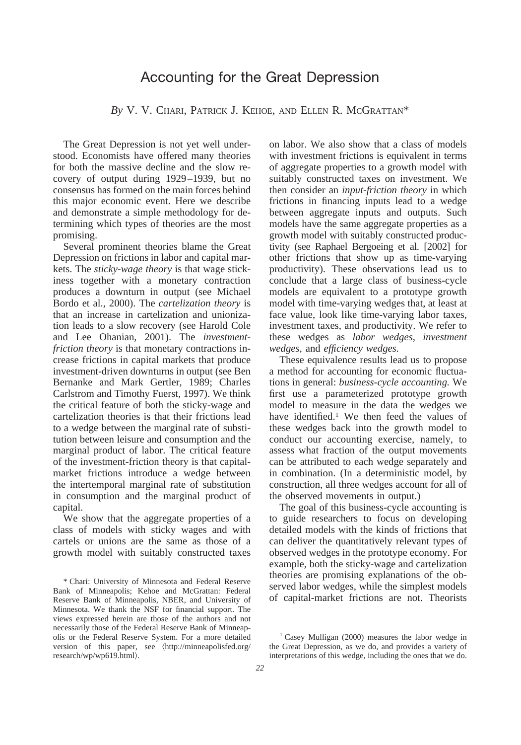# Accounting for the Great Depression

*By* V. V. CHARI, PATRICK J. KEHOE, AND ELLEN R. MCGRATTAN*

The Great Depression is not yet well understood. Economists have offered many theories for both the massive decline and the slow recovery of output during 1929–1939, but no consensus has formed on the main forces behind this major economic event. Here we describe and demonstrate a simple methodology for determining which types of theories are the most promising.

Several prominent theories blame the Great Depression on frictions in labor and capital markets. The *sticky-wage theory* is that wage stickiness together with a monetary contraction produces a downturn in output (see Michael Bordo et al., 2000). The *cartelization theory* is that an increase in cartelization and unionization leads to a slow recovery (see Harold Cole and Lee Ohanian, 2001). The *investment-friction theory* is that monetary contractions increase frictions in capital markets that produce investment-driven downturns in output (see Ben Bernanke and Mark Gertler, 1989; Charles Carlstrom and Timothy Fuerst, 1997). We think the critical feature of both the sticky-wage and cartelization theories is that their frictions lead to a wedge between the marginal rate of substitution between leisure and consumption and the marginal product of labor. The critical feature of the investment-friction theory is that capital-market frictions introduce a wedge between the intertemporal marginal rate of substitution in consumption and the marginal product of capital.

We show that the aggregate properties of a class of models with sticky wages and with cartels or unions are the same as those of a growth model with suitably constructed taxes on labor. We also show that a class of models with investment frictions is equivalent in terms of aggregate properties to a growth model with suitably constructed taxes on investment. We then consider an *input-friction theory* in which frictions in financing inputs lead to a wedge between aggregate inputs and outputs. Such models have the same aggregate properties as a growth model with suitably constructed productivity (see Raphael Bergoeing et al. [2002] for other frictions that show up as time-varying productivity). These observations lead us to conclude that a large class of business-cycle models are equivalent to a prototype growth model with time-varying wedges that, at least at face value, look like time-varying labor taxes, investment taxes, and productivity. We refer to these wedges as *labor wedges, investment wedges,* and *efficiency wedges.*

These equivalence results lead us to propose a method for accounting for economic fluctuations in general: *business-cycle accounting.* We first use a parameterized prototype growth model to measure in the data the wedges we have identified.[1] We then feed the values of these wedges back into the growth model to conduct our accounting exercise, namely, to assess what fraction of the output movements can be attributed to each wedge separately and in combination. (In a deterministic model, by construction, all three wedges account for all of the observed movements in output.)

The goal of this business-cycle accounting is to guide researchers to focus on developing detailed models with the kinds of frictions that can deliver the quantitatively relevant types of observed wedges in the prototype economy. For example, both the sticky-wage and cartelization theories are promising explanations of the observed labor wedges, while the simplest models of capital-market frictions are not. Theorists

\* Chari: University of Minnesota and Federal Reserve Bank of Minneapolis; Kehoe and McGrattan: Federal Reserve Bank of Minneapolis, NBER, and University of Minnesota. We thank the NSF for financial support. The views expressed herein are those of the authors and not necessarily those of the Federal Reserve Bank of Minneapolis or the Federal Reserve System. For a more detailed version of this paper, see ⟨http://minneapolisfed.org/research/wp/wp619.html⟩.

[1] Casey Mulligan (2000) measures the labor wedge in the Great Depression, as we do, and provides a variety of interpretations of this wedge, including the ones that we do.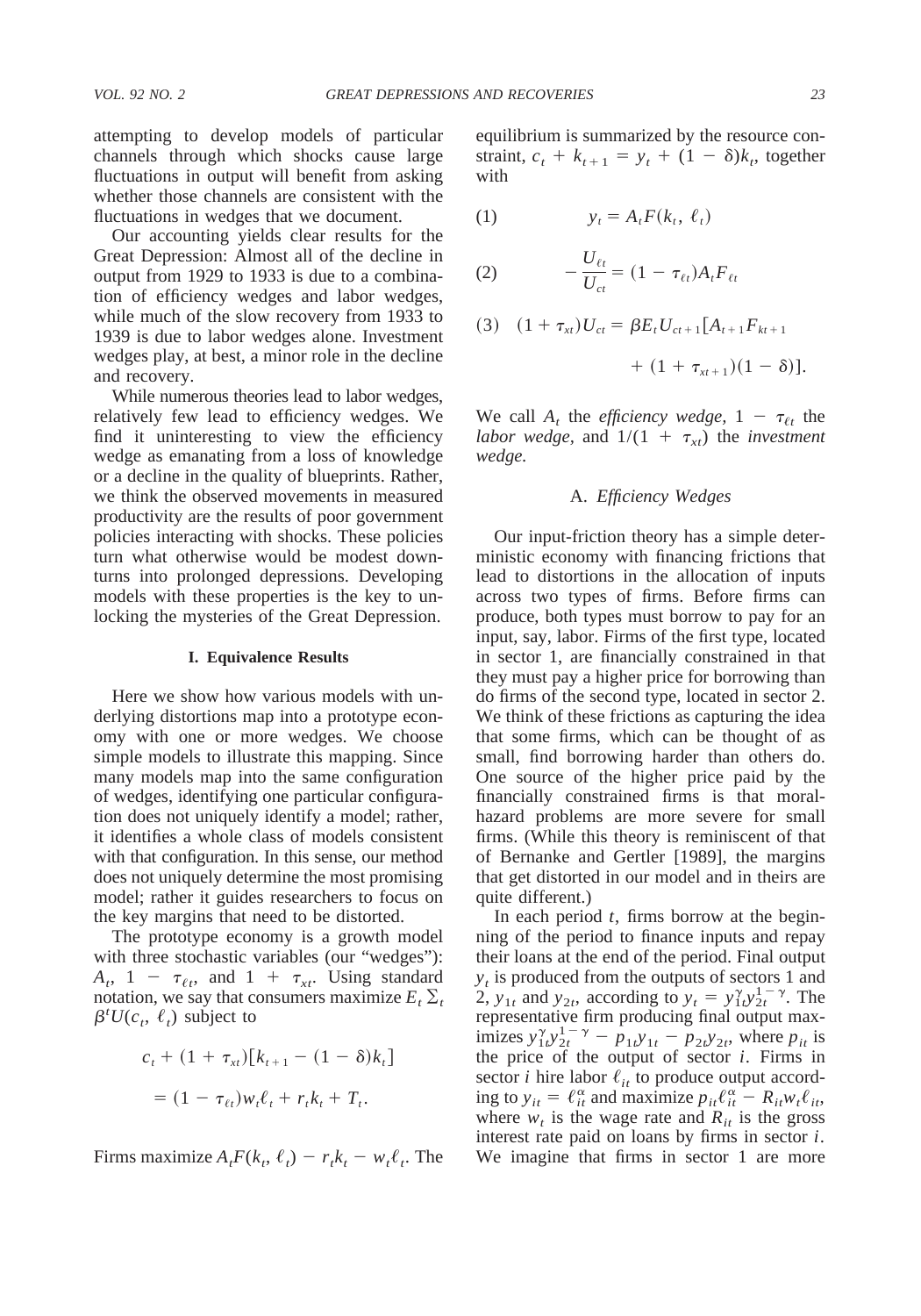attempting to develop models of particular channels through which shocks cause large fluctuations in output will benefit from asking whether those channels are consistent with the fluctuations in wedges that we document.

Our accounting yields clear results for the Great Depression: Almost all of the decline in output from 1929 to 1933 is due to a combination of efficiency wedges and labor wedges, while much of the slow recovery from 1933 to 1939 is due to labor wedges alone. Investment wedges play, at best, a minor role in the decline and recovery.

While numerous theories lead to labor wedges, relatively few lead to efficiency wedges. We find it uninteresting to view the efficiency wedge as emanating from a loss of knowledge or a decline in the quality of blueprints. Rather, we think the observed movements in measured productivity are the results of poor government policies interacting with shocks. These policies turn what otherwise would be modest downturns into prolonged depressions. Developing models with these properties is the key to unlocking the mysteries of the Great Depression.

## I. Equivalence Results

Here we show how various models with underlying distortions map into a prototype economy with one or more wedges. We choose simple models to illustrate this mapping. Since many models map into the same configuration of wedges, identifying one particular configuration does not uniquely identify a model; rather, it identifies a whole class of models consistent with that configuration. In this sense, our method does not uniquely determine the most promising model; rather it guides researchers to focus on the key margins that need to be distorted.

The prototype economy is a growth model with three stochastic variables (our "wedges"): $A_t$, $1 - \tau_{\ell t}$, and $1 + \tau_{xt}$. Using standard notation, we say that consumers maximize $E_t \sum_t \beta^t U(c_t, \ell_t)$ subject to

$$c_t + (1 + \tau_{xt})[k_{t+1} - (1 - \delta)k_t] = (1 - \tau_{\ell t})w_t \ell_t + r_t k_t + T_t.$$

Firms maximize $A_t F(k_t, \ell_t) - r_t k_t - w_t \ell_t$. The equilibrium is summarized by the resource constraint, $c_t + k_{t+1} = y_t + (1 - \delta)k_t$, together with

$$y_t = A_t F(k_t, \ell_t) \tag{1}$$

$$-\frac{U_{\ell t}}{U_{ct}} = (1 - \tau_{\ell t}) A_t F_{\ell t} \tag{2}$$

$$(1 + \tau_{xt})U_{ct} = \beta E_t U_{ct+1}[A_{t+1}F_{kt+1} + (1 + \tau_{xt+1})(1 - \delta)]. \tag{3}$$

We call $A_t$ the *efficiency wedge*, $1 - \tau_{\ell t}$ the *labor wedge*, and $1/(1 + \tau_{xt})$ the *investment wedge*.

### A. *Efficiency Wedges*

Our input-friction theory has a simple deterministic economy with financing frictions that lead to distortions in the allocation of inputs across two types of firms. Before firms can produce, both types must borrow to pay for an input, say, labor. Firms of the first type, located in sector 1, are financially constrained in that they must pay a higher price for borrowing than do firms of the second type, located in sector 2. We think of these frictions as capturing the idea that some firms, which can be thought of as small, find borrowing harder than others do. One source of the higher price paid by the financially constrained firms is that moral-hazard problems are more severe for small firms. (While this theory is reminiscent of that of Bernanke and Gertler [1989], the margins that get distorted in our model and in theirs are quite different.)

In each period $t$, firms borrow at the beginning of the period to finance inputs and repay their loans at the end of the period. Final output $y_t$ is produced from the outputs of sectors 1 and 2, $y_{1t}$ and $y_{2t}$, according to $y_t = y_{1t}^{\gamma} y_{2t}^{1-\gamma}$. The representative firm producing final output maximizes $y_{1t}^{\gamma} y_{2t}^{1-\gamma} - p_{1t}y_{1t} - p_{2t}y_{2t}$, where $p_{it}$ is the price of the output of sector $i$. Firms in sector $i$ hire labor $\ell_{it}$ to produce output according to $y_{it} = \ell_{it}^{\alpha}$ and maximize $p_{it}\ell_{it}^{\alpha} - R_{it}w_t\ell_{it}$, where $w_t$ is the wage rate and $R_{it}$ is the gross interest rate paid on loans by firms in sector $i$. We imagine that firms in sector 1 are more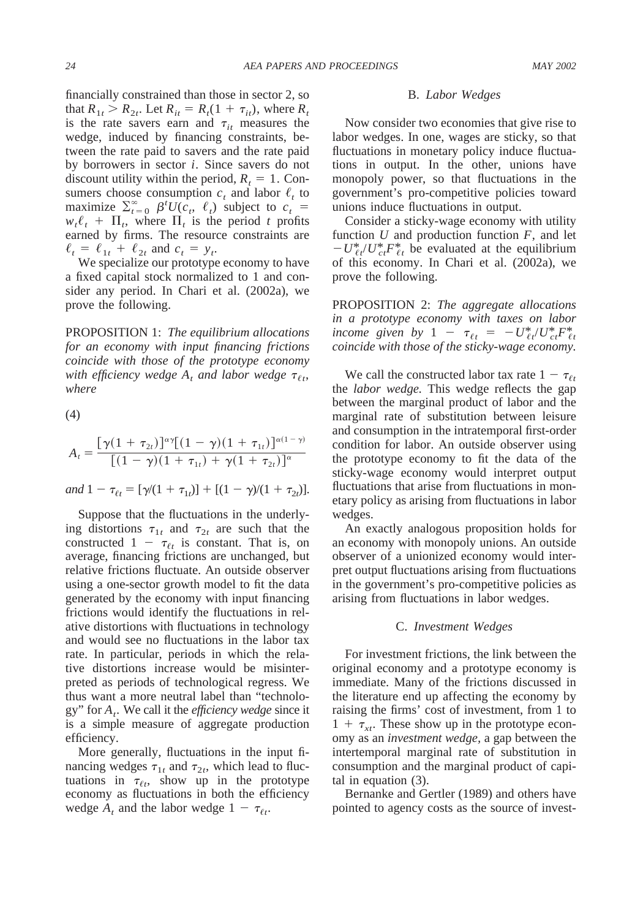financially constrained than those in sector 2, so that $R_{1t} > R_{2t}$. Let $R_{it} = R_t(1 + \tau_{it})$, where $R_t$ is the rate savers earn and $\tau_{it}$ measures the wedge, induced by financing constraints, between the rate paid to savers and the rate paid by borrowers in sector $i$. Since savers do not discount utility within the period, $R_t = 1$. Consumers choose consumption $c_t$ and labor $\ell_t$ to maximize $\sum_{t=0}^{\infty} \beta^t U(c_t, \ell_t)$ subject to $c_t = w_t \ell_t + \Pi_t$, where $\Pi_t$ is the period $t$ profits earned by firms. The resource constraints are $\ell_t = \ell_{1t} + \ell_{2t}$ and $c_t = y_t$.

We specialize our prototype economy to have a fixed capital stock normalized to 1 and consider any period. In Chari et al. (2002a), we prove the following.

PROPOSITION 1: *The equilibrium allocations for an economy with input financing frictions coincide with those of the prototype economy with efficiency wedge $A_t$ and labor wedge $\tau_{\ell t}$, where*

(4)

$$A_t = \frac{[\gamma(1 + \tau_{2t})]^{\alpha\gamma}[(1 - \gamma)(1 + \tau_{1t})]^{\alpha(1-\gamma)}}{[(1 - \gamma)(1 + \tau_{1t}) + \gamma(1 + \tau_{2t})]^{\alpha}}$$

*and* $1 - \tau_{\ell t} = [\gamma/(1 + \tau_{1t})] + [(1 - \gamma)/(1 + \tau_{2t})]$.

Suppose that the fluctuations in the underlying distortions $\tau_{1t}$ and $\tau_{2t}$ are such that the constructed $1 - \tau_{\ell t}$ is constant. That is, on average, financing frictions are unchanged, but relative frictions fluctuate. An outside observer using a one-sector growth model to fit the data generated by the economy with input financing frictions would identify the fluctuations in relative distortions with fluctuations in technology and would see no fluctuations in the labor tax rate. In particular, periods in which the relative distortions increase would be misinterpreted as periods of technological regress. We thus want a more neutral label than "technology" for $A_t$. We call it the *efficiency wedge* since it is a simple measure of aggregate production efficiency.

More generally, fluctuations in the input financing wedges $\tau_{1t}$ and $\tau_{2t}$, which lead to fluctuations in $\tau_{\ell t}$, show up in the prototype economy as fluctuations in both the efficiency wedge $A_t$ and the labor wedge $1 - \tau_{\ell t}$.

### B. *Labor Wedges*

Now consider two economies that give rise to labor wedges. In one, wages are sticky, so that fluctuations in monetary policy induce fluctuations in output. In the other, unions have monopoly power, so that fluctuations in the government's pro-competitive policies toward unions induce fluctuations in output.

Consider a sticky-wage economy with utility function $U$ and production function $F$, and let $-U^*_{\ell t}/U^*_{ct}F^*_{\ell t}$ be evaluated at the equilibrium of this economy. In Chari et al. (2002a), we prove the following.

PROPOSITION 2: *The aggregate allocations in a prototype economy with taxes on labor income given by $1 - \tau_{\ell t} = -U^*_{\ell t}/U^*_{ct}F^*_{\ell t}$ coincide with those of the sticky-wage economy.*

We call the constructed labor tax rate $1 - \tau_{\ell t}$ the *labor wedge.* This wedge reflects the gap between the marginal product of labor and the marginal rate of substitution between leisure and consumption in the intratemporal first-order condition for labor. An outside observer using the prototype economy to fit the data of the sticky-wage economy would interpret output fluctuations that arise from fluctuations in monetary policy as arising from fluctuations in labor wedges.

An exactly analogous proposition holds for an economy with monopoly unions. An outside observer of a unionized economy would interpret output fluctuations arising from fluctuations in the government's pro-competitive policies as arising from fluctuations in labor wedges.

### C. *Investment Wedges*

For investment frictions, the link between the original economy and a prototype economy is immediate. Many of the frictions discussed in the literature end up affecting the economy by raising the firms' cost of investment, from 1 to $1 + \tau_{xt}$. These show up in the prototype economy as an *investment wedge*, a gap between the intertemporal marginal rate of substitution in consumption and the marginal product of capital in equation (3).

Bernanke and Gertler (1989) and others have pointed to agency costs as the source of invest-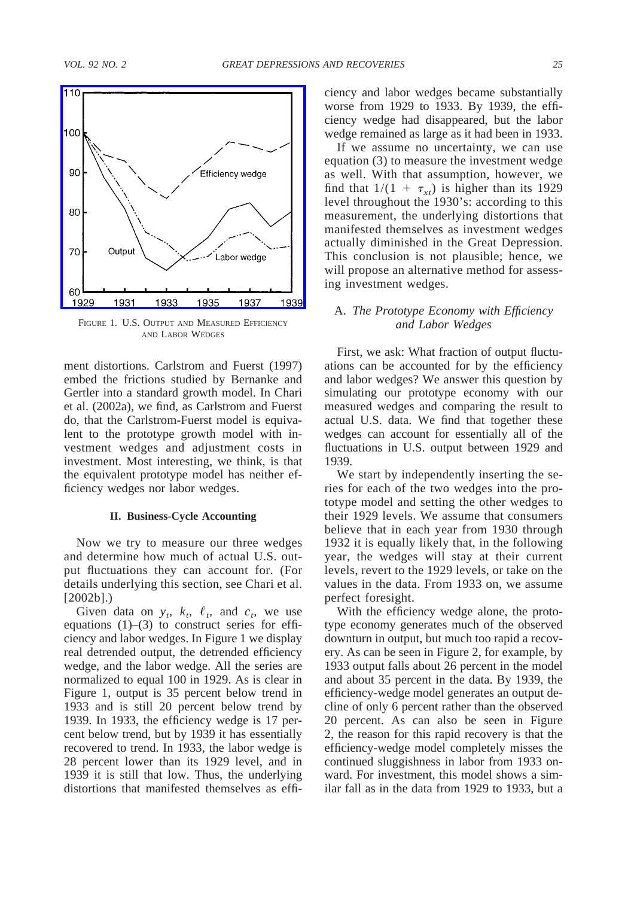FIGURE 1. U.S. OUTPUT AND MEASURED EFFICIENCY AND LABOR WEDGES

ment distortions. Carlstrom and Fuerst (1997) embed the frictions studied by Bernanke and Gertler into a standard growth model. In Chari et al. (2002a), we find, as Carlstrom and Fuerst do, that the Carlstrom-Fuerst model is equivalent to the prototype growth model with investment wedges and adjustment costs in investment. Most interesting, we think, is that the equivalent prototype model has neither efficiency wedges nor labor wedges.

## II. Business-Cycle Accounting

Now we try to measure our three wedges and determine how much of actual U.S. output fluctuations they can account for. (For details underlying this section, see Chari et al. [2002b].)

Given data on $y_t$, $k_t$, $\ell_t$, and $c_t$, we use equations (1)–(3) to construct series for efficiency and labor wedges. In Figure 1 we display real detrended output, the detrended efficiency wedge, and the labor wedge. All the series are normalized to equal 100 in 1929. As is clear in Figure 1, output is 35 percent below trend in 1933 and is still 20 percent below trend by 1939. In 1933, the efficiency wedge is 17 percent below trend, but by 1939 it has essentially recovered to trend. In 1933, the labor wedge is 28 percent lower than its 1929 level, and in 1939 it is still that low. Thus, the underlying distortions that manifested themselves as efficiency and labor wedges became substantially worse from 1929 to 1933. By 1939, the efficiency wedge had disappeared, but the labor wedge remained as large as it had been in 1933.

If we assume no uncertainty, we can use equation (3) to measure the investment wedge as well. With that assumption, however, we find that $1/(1 + \tau_{xt})$ is higher than its 1929 level throughout the 1930's: according to this measurement, the underlying distortions that manifested themselves as investment wedges actually diminished in the Great Depression. This conclusion is not plausible; hence, we will propose an alternative method for assessing investment wedges.

### A. *The Prototype Economy with Efficiency and Labor Wedges*

First, we ask: What fraction of output fluctuations can be accounted for by the efficiency and labor wedges? We answer this question by simulating our prototype economy with our measured wedges and comparing the result to actual U.S. data. We find that together these wedges can account for essentially all of the fluctuations in U.S. output between 1929 and 1939.

We start by independently inserting the series for each of the two wedges into the prototype model and setting the other wedges to their 1929 levels. We assume that consumers believe that in each year from 1930 through 1932 it is equally likely that, in the following year, the wedges will stay at their current levels, revert to the 1929 levels, or take on the values in the data. From 1933 on, we assume perfect foresight.

With the efficiency wedge alone, the prototype economy generates much of the observed downturn in output, but much too rapid a recovery. As can be seen in Figure 2, for example, by 1933 output falls about 26 percent in the model and about 35 percent in the data. By 1939, the efficiency-wedge model generates an output decline of only 6 percent rather than the observed 20 percent. As can also be seen in Figure 2, the reason for this rapid recovery is that the efficiency-wedge model completely misses the continued sluggishness in labor from 1933 onward. For investment, this model shows a similar fall as in the data from 1929 to 1933, but a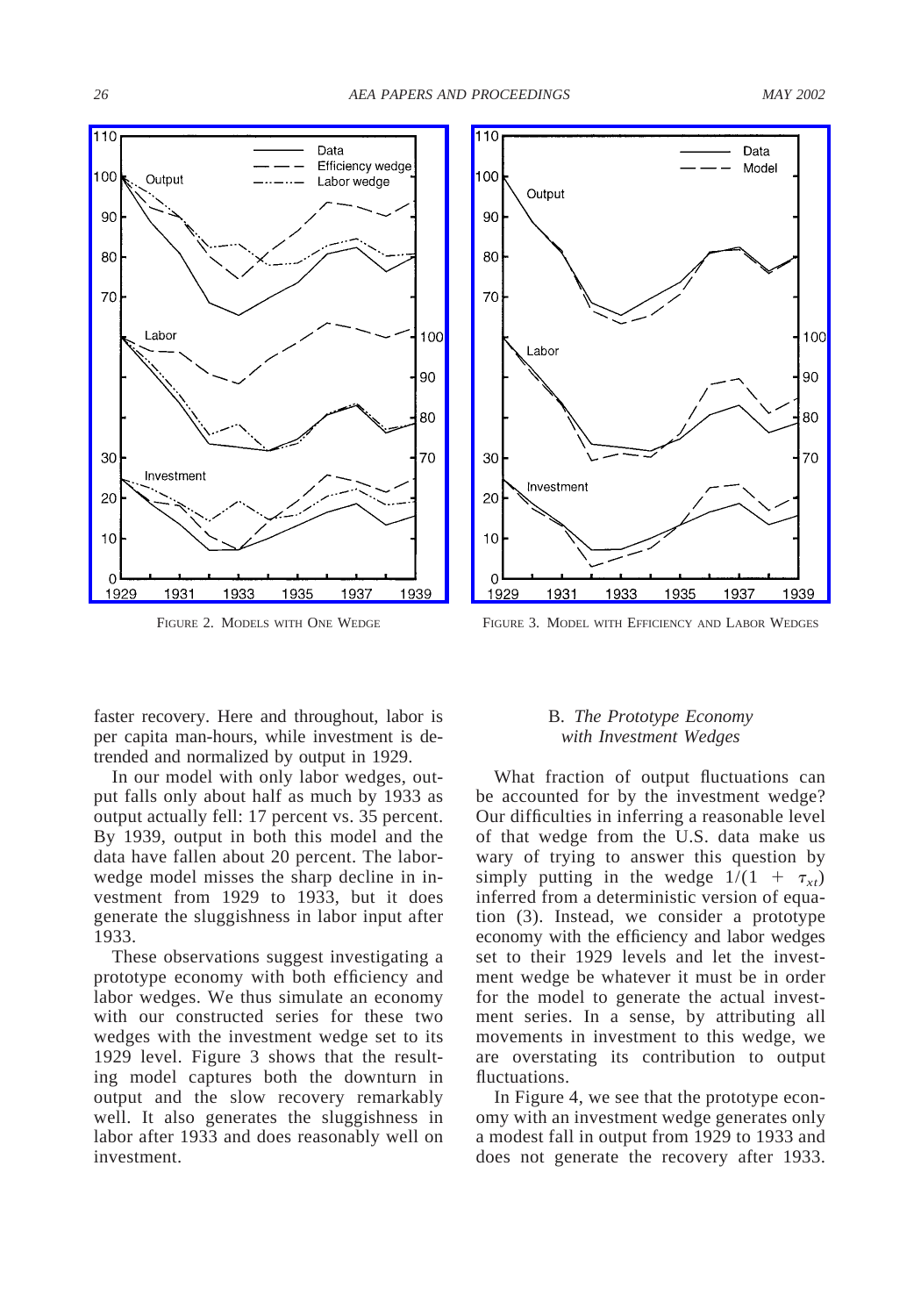FIGURE 2. MODELS WITH ONE WEDGE

FIGURE 3. MODEL WITH EFFICIENCY AND LABOR WEDGES

faster recovery. Here and throughout, labor is per capita man-hours, while investment is detrended and normalized by output in 1929.

In our model with only labor wedges, output falls only about half as much by 1933 as output actually fell: 17 percent vs. 35 percent. By 1939, output in both this model and the data have fallen about 20 percent. The labor-wedge model misses the sharp decline in investment from 1929 to 1933, but it does generate the sluggishness in labor input after 1933.

These observations suggest investigating a prototype economy with both efficiency and labor wedges. We thus simulate an economy with our constructed series for these two wedges with the investment wedge set to its 1929 level. Figure 3 shows that the resulting model captures both the downturn in output and the slow recovery remarkably well. It also generates the sluggishness in labor after 1933 and does reasonably well on investment.

### B. *The Prototype Economy with Investment Wedges*

What fraction of output fluctuations can be accounted for by the investment wedge? Our difficulties in inferring a reasonable level of that wedge from the U.S. data make us wary of trying to answer this question by simply putting in the wedge $1/(1 + \tau_{xt})$ inferred from a deterministic version of equation (3). Instead, we consider a prototype economy with the efficiency and labor wedges set to their 1929 levels and let the investment wedge be whatever it must be in order for the model to generate the actual investment series. In a sense, by attributing all movements in investment to this wedge, we are overstating its contribution to output fluctuations.

In Figure 4, we see that the prototype economy with an investment wedge generates only a modest fall in output from 1929 to 1933 and does not generate the recovery after 1933.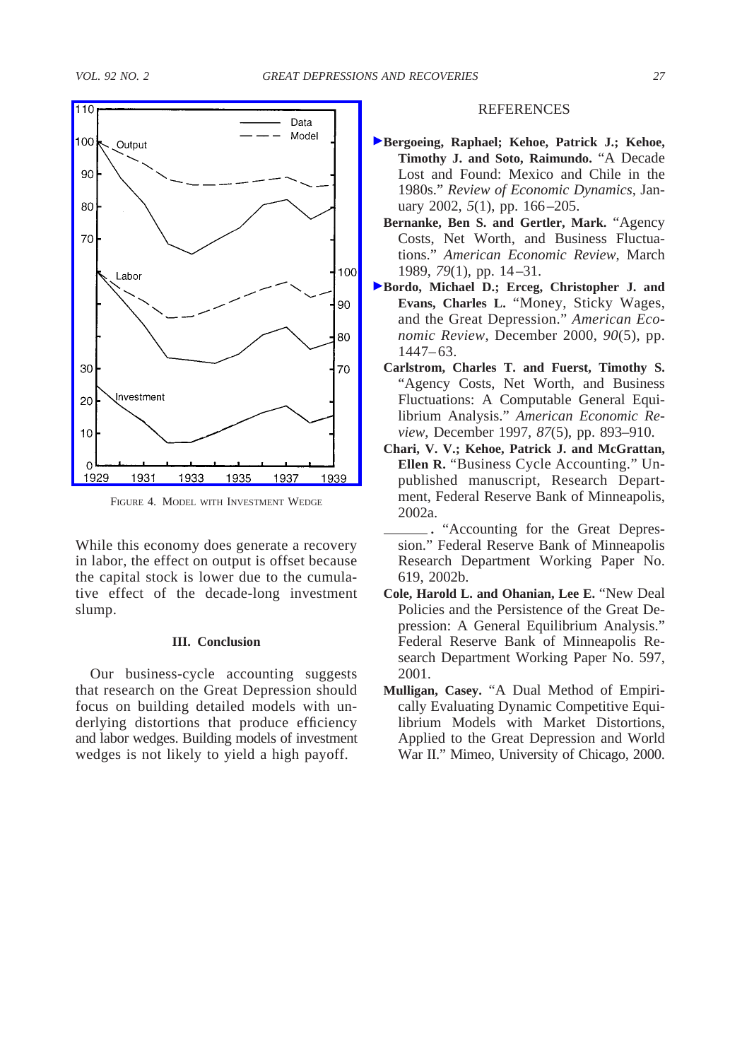FIGURE 4. MODEL WITH INVESTMENT WEDGE

While this economy does generate a recovery in labor, the effect on output is offset because the capital stock is lower due to the cumulative effect of the decade-long investment slump.

### III. Conclusion

Our business-cycle accounting suggests that research on the Great Depression should focus on building detailed models with underlying distortions that produce efficiency and labor wedges. Building models of investment wedges is not likely to yield a high payoff.

## REFERENCES

**Bergoeing, Raphael; Kehoe, Patrick J.; Kehoe, Timothy J. and Soto, Raimundo.** "A Decade Lost and Found: Mexico and Chile in the 1980s." *Review of Economic Dynamics*, January 2002, *5*(1), pp. 166–205.

**Bernanke, Ben S. and Gertler, Mark.** "Agency Costs, Net Worth, and Business Fluctuations." *American Economic Review*, March 1989, *79*(1), pp. 14–31.

**Bordo, Michael D.; Erceg, Christopher J. and Evans, Charles L.** "Money, Sticky Wages, and the Great Depression." *American Economic Review*, December 2000, *90*(5), pp. 1447–63.

**Carlstrom, Charles T. and Fuerst, Timothy S.** "Agency Costs, Net Worth, and Business Fluctuations: A Computable General Equilibrium Analysis." *American Economic Review*, December 1997, *87*(5), pp. 893–910.

**Chari, V. V.; Kehoe, Patrick J. and McGrattan, Ellen R.** "Business Cycle Accounting." Unpublished manuscript, Research Department, Federal Reserve Bank of Minneapolis, 2002a.

______. "Accounting for the Great Depression." Federal Reserve Bank of Minneapolis Research Department Working Paper No. 619, 2002b.

**Cole, Harold L. and Ohanian, Lee E.** "New Deal Policies and the Persistence of the Great Depression: A General Equilibrium Analysis." Federal Reserve Bank of Minneapolis Research Department Working Paper No. 597, 2001.

**Mulligan, Casey.** "A Dual Method of Empirically Evaluating Dynamic Competitive Equilibrium Models with Market Distortions, Applied to the Great Depression and World War II." Mimeo, University of Chicago, 2000.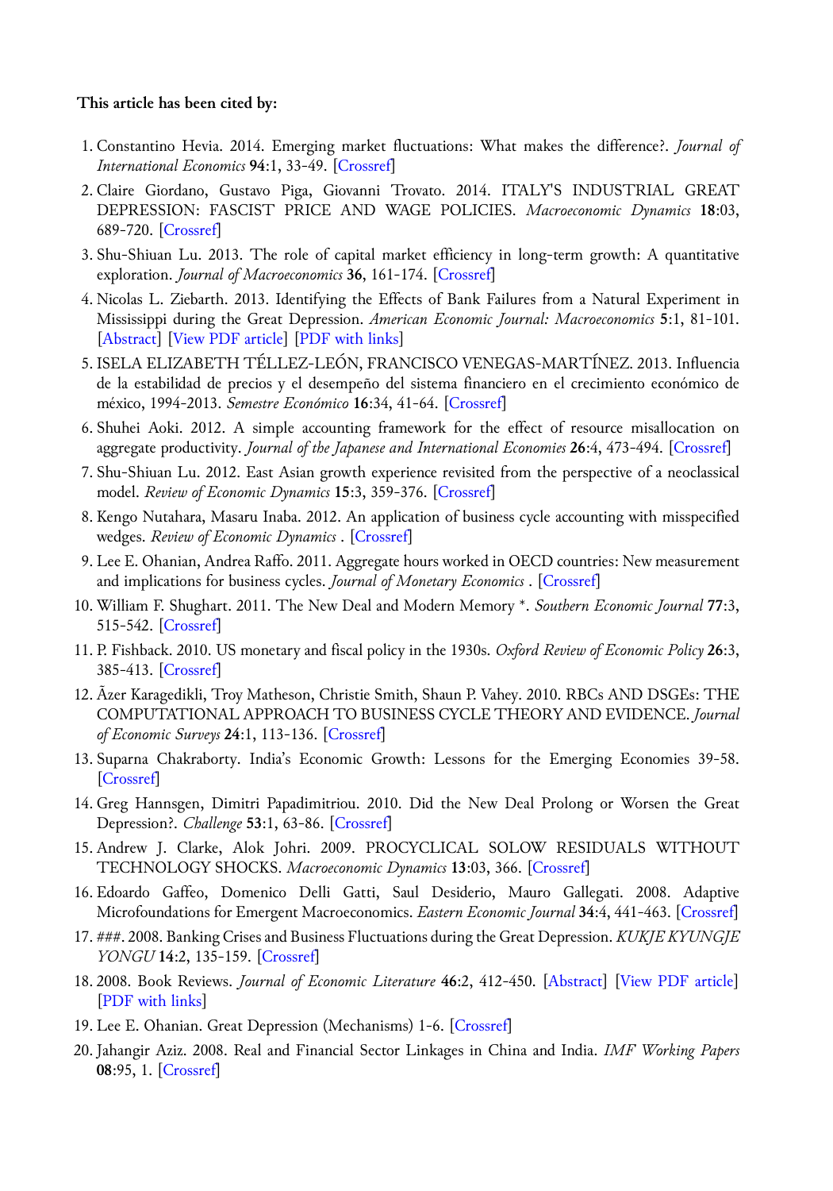**This article has been cited by:**

1. Constantino Hevia. 2014. Emerging market fluctuations: What makes the difference?. *Journal of International Economics* **94**:1, 33-49. [Crossref]
2. Claire Giordano, Gustavo Piga, Giovanni Trovato. 2014. ITALY'S INDUSTRIAL GREAT DEPRESSION: FASCIST PRICE AND WAGE POLICIES. *Macroeconomic Dynamics* **18**:03, 689-720. [Crossref]
3. Shu-Shiuan Lu. 2013. The role of capital market efficiency in long-term growth: A quantitative exploration. *Journal of Macroeconomics* **36**, 161-174. [Crossref]
4. Nicolas L. Ziebarth. 2013. Identifying the Effects of Bank Failures from a Natural Experiment in Mississippi during the Great Depression. *American Economic Journal: Macroeconomics* **5**:1, 81-101. [Abstract] [View PDF article] [PDF with links]
5. ISELA ELIZABETH TÉLLEZ-LEÓN, FRANCISCO VENEGAS-MARTÍNEZ. 2013. Influencia de la estabilidad de precios y el desempeño del sistema financiero en el crecimiento económico de méxico, 1994-2013. *Semestre Económico* **16**:34, 41-64. [Crossref]
6. Shuhei Aoki. 2012. A simple accounting framework for the effect of resource misallocation on aggregate productivity. *Journal of the Japanese and International Economies* **26**:4, 473-494. [Crossref]
7. Shu-Shiuan Lu. 2012. East Asian growth experience revisited from the perspective of a neoclassical model. *Review of Economic Dynamics* **15**:3, 359-376. [Crossref]
8. Kengo Nutahara, Masaru Inaba. 2012. An application of business cycle accounting with misspecified wedges. *Review of Economic Dynamics* . [Crossref]
9. Lee E. Ohanian, Andrea Raffo. 2011. Aggregate hours worked in OECD countries: New measurement and implications for business cycles. *Journal of Monetary Economics* . [Crossref]
10. William F. Shughart. 2011. The New Deal and Modern Memory *. *Southern Economic Journal* **77**:3, 515-542. [Crossref]
11. P. Fishback. 2010. US monetary and fiscal policy in the 1930s. *Oxford Review of Economic Policy* **26**:3, 385-413. [Crossref]
12. Ãzer Karagedikli, Troy Matheson, Christie Smith, Shaun P. Vahey. 2010. RBCs AND DSGEs: THE COMPUTATIONAL APPROACH TO BUSINESS CYCLE THEORY AND EVIDENCE. *Journal of Economic Surveys* **24**:1, 113-136. [Crossref]
13. Suparna Chakraborty. India's Economic Growth: Lessons for the Emerging Economies 39-58. [Crossref]
14. Greg Hannsgen, Dimitri Papadimitriou. 2010. Did the New Deal Prolong or Worsen the Great Depression?. *Challenge* **53**:1, 63-86. [Crossref]
15. Andrew J. Clarke, Alok Johri. 2009. PROCYCLICAL SOLOW RESIDUALS WITHOUT TECHNOLOGY SHOCKS. *Macroeconomic Dynamics* **13**:03, 366. [Crossref]
16. Edoardo Gaffeo, Domenico Delli Gatti, Saul Desiderio, Mauro Gallegati. 2008. Adaptive Microfoundations for Emergent Macroeconomics. *Eastern Economic Journal* **34**:4, 441-463. [Crossref]
17. ###. 2008. Banking Crises and Business Fluctuations during the Great Depression. *KUKJE KYUNGJE YONGU* **14**:2, 135-159. [Crossref]
18. 2008. Book Reviews. *Journal of Economic Literature* **46**:2, 412-450. [Abstract] [View PDF article] [PDF with links]
19. Lee E. Ohanian. Great Depression (Mechanisms) 1-6. [Crossref]
20. Jahangir Aziz. 2008. Real and Financial Sector Linkages in China and India. *IMF Working Papers* **08**:95, 1. [Crossref]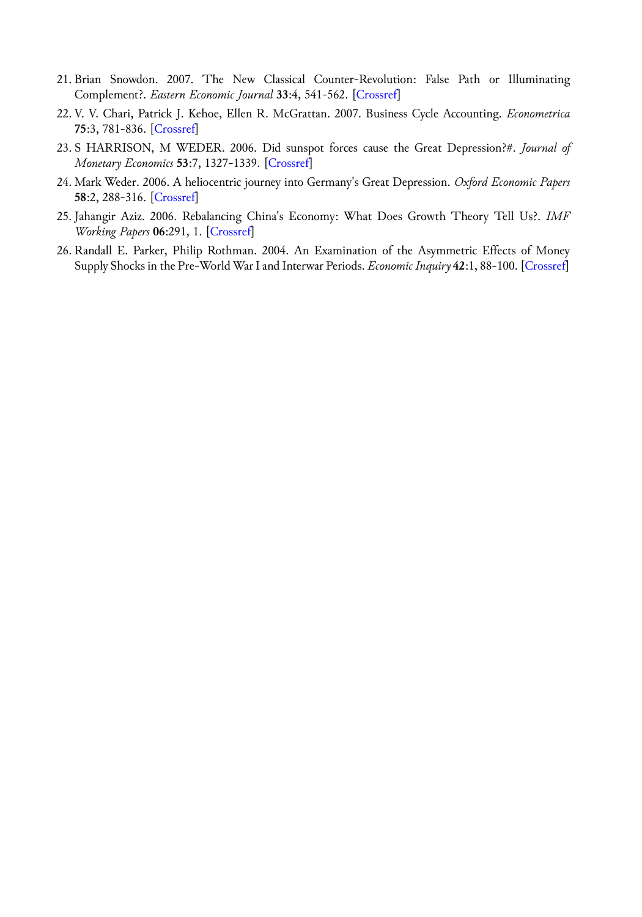21. Brian Snowdon. 2007. The New Classical Counter-Revolution: False Path or Illuminating Complement?. *Eastern Economic Journal* **33**:4, 541-562. [Crossref]
22. V. V. Chari, Patrick J. Kehoe, Ellen R. McGrattan. 2007. Business Cycle Accounting. *Econometrica* **75**:3, 781-836. [Crossref]
23. S HARRISON, M WEDER. 2006. Did sunspot forces cause the Great Depression?#. *Journal of Monetary Economics* **53**:7, 1327-1339. [Crossref]
24. Mark Weder. 2006. A heliocentric journey into Germany's Great Depression. *Oxford Economic Papers* **58**:2, 288-316. [Crossref]
25. Jahangir Aziz. 2006. Rebalancing China's Economy: What Does Growth Theory Tell Us?. *IMF Working Papers* **06**:291, 1. [Crossref]
26. Randall E. Parker, Philip Rothman. 2004. An Examination of the Asymmetric Effects of Money Supply Shocks in the Pre-World War I and Interwar Periods. *Economic Inquiry* **42**:1, 88-100. [Crossref]